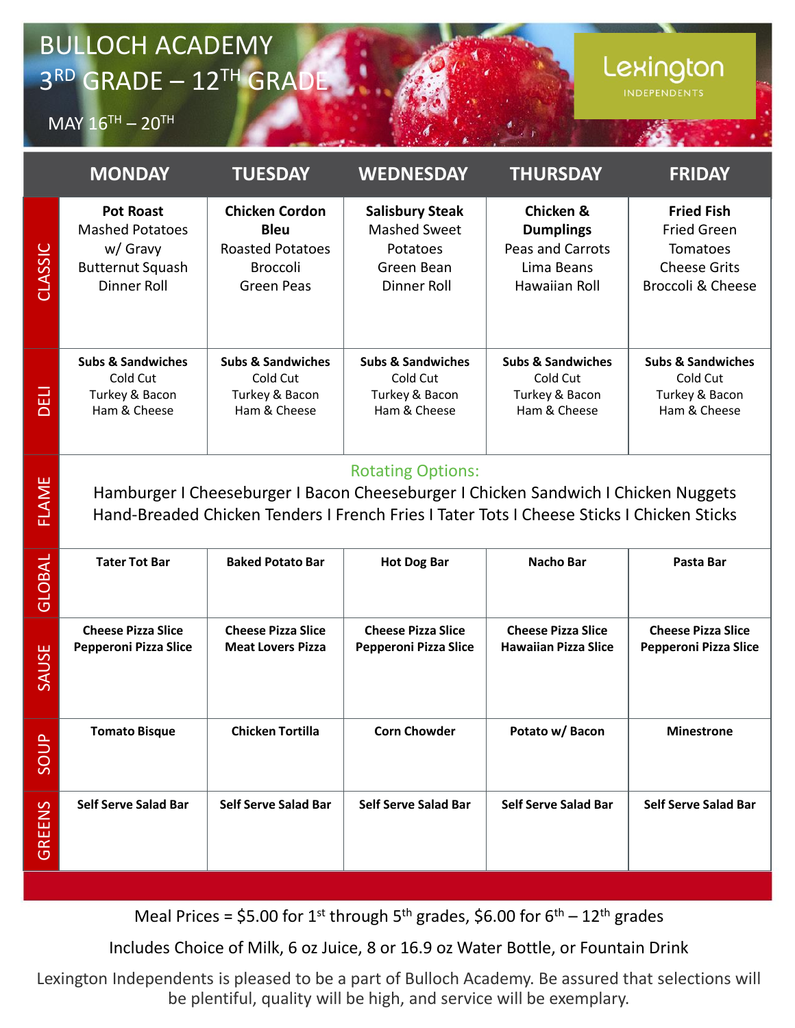# BULLOCH ACADEMY
## 3RD GRADE – 12TH GRADE

MAY 16TH – 20TH

Lexington INDEPENDENTS

| | MONDAY | TUESDAY | WEDNESDAY | THURSDAY | FRIDAY |
|---|---|---|---|---|---|
| CLASSIC | **Pot Roast** Mashed Potatoes w/ Gravy Butternut Squash Dinner Roll | **Chicken Cordon Bleu** Roasted Potatoes Broccoli Green Peas | **Salisbury Steak** Mashed Sweet Potatoes Green Bean Dinner Roll | **Chicken & Dumplings** Peas and Carrots Lima Beans Hawaiian Roll | **Fried Fish** Fried Green Tomatoes Cheese Grits Broccoli & Cheese |
| DELI | **Subs & Sandwiches** Cold Cut Turkey & Bacon Ham & Cheese | **Subs & Sandwiches** Cold Cut Turkey & Bacon Ham & Cheese | **Subs & Sandwiches** Cold Cut Turkey & Bacon Ham & Cheese | **Subs & Sandwiches** Cold Cut Turkey & Bacon Ham & Cheese | **Subs & Sandwiches** Cold Cut Turkey & Bacon Ham & Cheese |
| FLAME | Rotating Options: Hamburger I Cheeseburger I Bacon Cheeseburger I Chicken Sandwich I Chicken Nuggets Hand-Breaded Chicken Tenders I French Fries I Tater Tots I Cheese Sticks I Chicken Sticks | | | | |
| GLOBAL | **Tater Tot Bar** | **Baked Potato Bar** | **Hot Dog Bar** | **Nacho Bar** | **Pasta Bar** |
| SAUSE | **Cheese Pizza Slice Pepperoni Pizza Slice** | **Cheese Pizza Slice Meat Lovers Pizza** | **Cheese Pizza Slice Pepperoni Pizza Slice** | **Cheese Pizza Slice Hawaiian Pizza Slice** | **Cheese Pizza Slice Pepperoni Pizza Slice** |
| SOUP | **Tomato Bisque** | **Chicken Tortilla** | **Corn Chowder** | **Potato w/ Bacon** | **Minestrone** |
| GREENS | **Self Serve Salad Bar** | **Self Serve Salad Bar** | **Self Serve Salad Bar** | **Self Serve Salad Bar** | **Self Serve Salad Bar** |

Meal Prices = $5.00 for 1st through 5th grades, $6.00 for 6th – 12th grades

Includes Choice of Milk, 6 oz Juice, 8 or 16.9 oz Water Bottle, or Fountain Drink

Lexington Independents is pleased to be a part of Bulloch Academy. Be assured that selections will be plentiful, quality will be high, and service will be exemplary.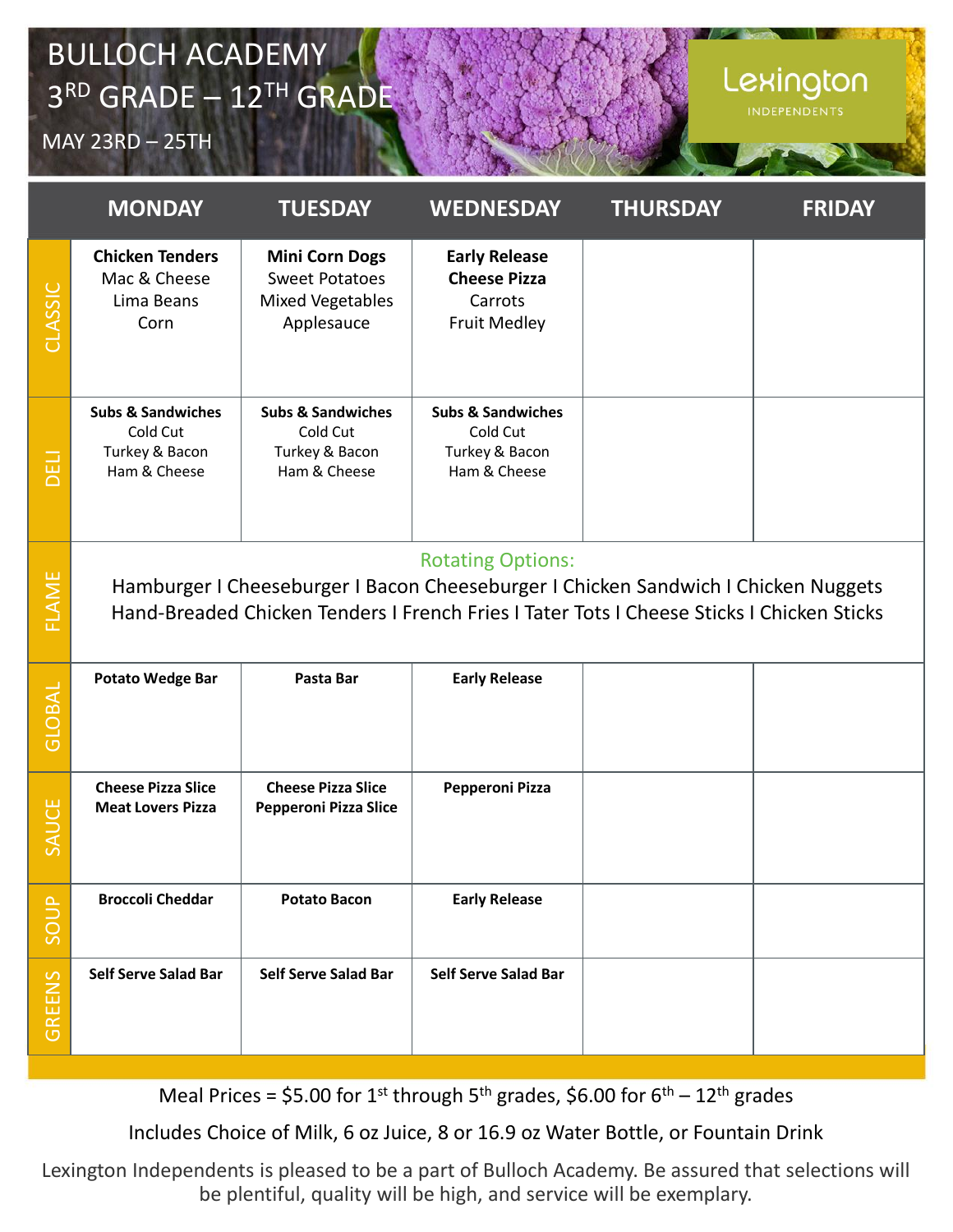# BULLOCH ACADEMY
## 3RD GRADE – 12TH GRADE

MAY 23RD – 25TH

Lexington INDEPENDENTS

| | MONDAY | TUESDAY | WEDNESDAY | THURSDAY | FRIDAY |
|---|---|---|---|---|---|
| CLASSIC | **Chicken Tenders** Mac & Cheese Lima Beans Corn | **Mini Corn Dogs** Sweet Potatoes Mixed Vegetables Applesauce | **Early Release Cheese Pizza** Carrots Fruit Medley | | |
| DELI | **Subs & Sandwiches** Cold Cut Turkey & Bacon Ham & Cheese | **Subs & Sandwiches** Cold Cut Turkey & Bacon Ham & Cheese | **Subs & Sandwiches** Cold Cut Turkey & Bacon Ham & Cheese | | |
| FLAME | Rotating Options: Hamburger I Cheeseburger I Bacon Cheeseburger I Chicken Sandwich I Chicken Nuggets Hand-Breaded Chicken Tenders I French Fries I Tater Tots I Cheese Sticks I Chicken Sticks | | | | |
| GLOBAL | **Potato Wedge Bar** | **Pasta Bar** | **Early Release** | | |
| SAUCE | **Cheese Pizza Slice Meat Lovers Pizza** | **Cheese Pizza Slice Pepperoni Pizza Slice** | **Pepperoni Pizza** | | |
| SOUP | **Broccoli Cheddar** | **Potato Bacon** | **Early Release** | | |
| GREENS | **Self Serve Salad Bar** | **Self Serve Salad Bar** | **Self Serve Salad Bar** | | |

Meal Prices = $5.00 for 1st through 5th grades, $6.00 for 6th – 12th grades

Includes Choice of Milk, 6 oz Juice, 8 or 16.9 oz Water Bottle, or Fountain Drink

Lexington Independents is pleased to be a part of Bulloch Academy. Be assured that selections will be plentiful, quality will be high, and service will be exemplary.